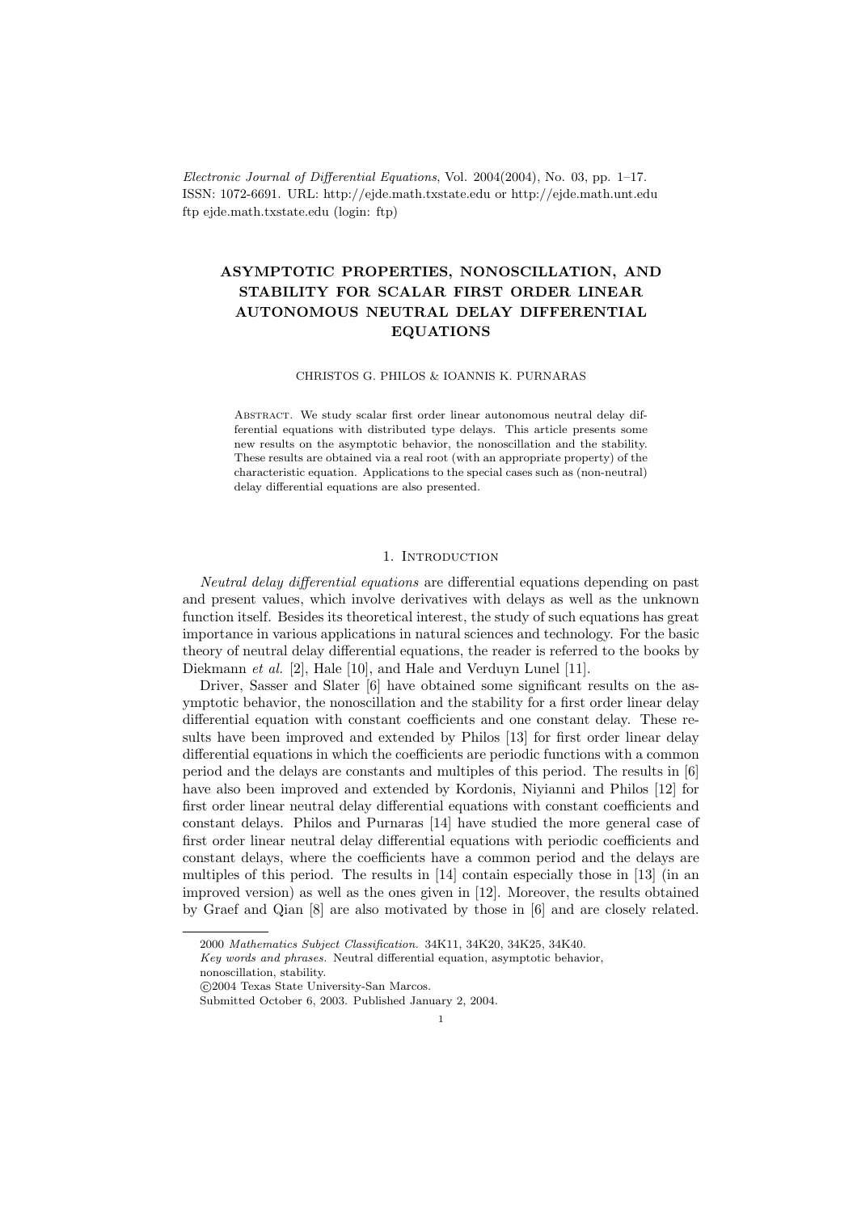*Electronic Journal of Differential Equations*, Vol. 2004(2004), No. 03, pp. 1–17.
ISSN: 1072-6691. URL: http://ejde.math.txstate.edu or http://ejde.math.unt.edu
ftp ejde.math.txstate.edu (login: ftp)

# ASYMPTOTIC PROPERTIES, NONOSCILLATION, AND STABILITY FOR SCALAR FIRST ORDER LINEAR AUTONOMOUS NEUTRAL DELAY DIFFERENTIAL EQUATIONS

CHRISTOS G. PHILOS & IOANNIS K. PURNARAS

Abstract. We study scalar first order linear autonomous neutral delay differential equations with distributed type delays. This article presents some new results on the asymptotic behavior, the nonoscillation and the stability. These results are obtained via a real root (with an appropriate property) of the characteristic equation. Applications to the special cases such as (non-neutral) delay differential equations are also presented.

## 1. Introduction

*Neutral delay differential equations* are differential equations depending on past and present values, which involve derivatives with delays as well as the unknown function itself. Besides its theoretical interest, the study of such equations has great importance in various applications in natural sciences and technology. For the basic theory of neutral delay differential equations, the reader is referred to the books by Diekmann *et al.* [2], Hale [10], and Hale and Verduyn Lunel [11].

Driver, Sasser and Slater [6] have obtained some significant results on the asymptotic behavior, the nonoscillation and the stability for a first order linear delay differential equation with constant coefficients and one constant delay. These results have been improved and extended by Philos [13] for first order linear delay differential equations in which the coefficients are periodic functions with a common period and the delays are constants and multiples of this period. The results in [6] have also been improved and extended by Kordonis, Niyianni and Philos [12] for first order linear neutral delay differential equations with constant coefficients and constant delays. Philos and Purnaras [14] have studied the more general case of first order linear neutral delay differential equations with periodic coefficients and constant delays, where the coefficients have a common period and the delays are multiples of this period. The results in [14] contain especially those in [13] (in an improved version) as well as the ones given in [12]. Moreover, the results obtained by Graef and Qian [8] are also motivated by those in [6] and are closely related.

2000 *Mathematics Subject Classification.* 34K11, 34K20, 34K25, 34K40.
*Key words and phrases.* Neutral differential equation, asymptotic behavior, nonoscillation, stability.
©2004 Texas State University-San Marcos.
Submitted October 6, 2003. Published January 2, 2004.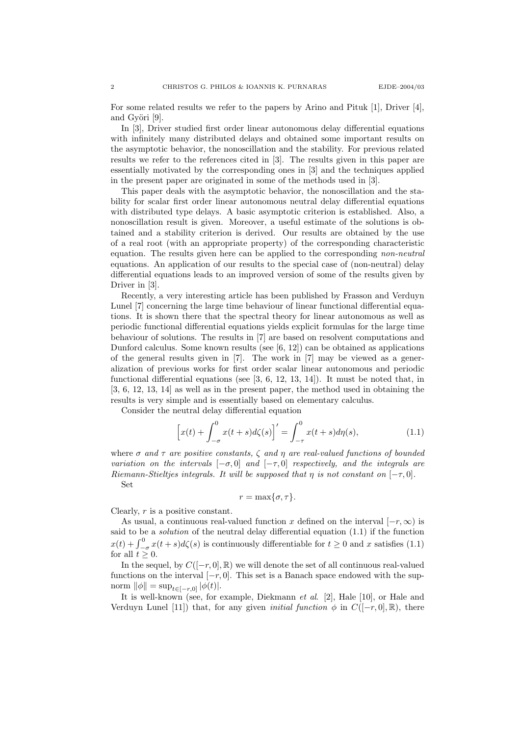For some related results we refer to the papers by Arino and Pituk [1], Driver [4], and Györi [9].

In [3], Driver studied first order linear autonomous delay differential equations with infinitely many distributed delays and obtained some important results on the asymptotic behavior, the nonoscillation and the stability. For previous related results we refer to the references cited in [3]. The results given in this paper are essentially motivated by the corresponding ones in [3] and the techniques applied in the present paper are originated in some of the methods used in [3].

This paper deals with the asymptotic behavior, the nonoscillation and the stability for scalar first order linear autonomous neutral delay differential equations with distributed type delays. A basic asymptotic criterion is established. Also, a nonoscillation result is given. Moreover, a useful estimate of the solutions is obtained and a stability criterion is derived. Our results are obtained by the use of a real root (with an appropriate property) of the corresponding characteristic equation. The results given here can be applied to the corresponding *non-neutral* equations. An application of our results to the special case of (non-neutral) delay differential equations leads to an improved version of some of the results given by Driver in [3].

Recently, a very interesting article has been published by Frasson and Verduyn Lunel [7] concerning the large time behaviour of linear functional differential equations. It is shown there that the spectral theory for linear autonomous as well as periodic functional differential equations yields explicit formulas for the large time behaviour of solutions. The results in [7] are based on resolvent computations and Dunford calculus. Some known results (see [6, 12]) can be obtained as applications of the general results given in [7]. The work in [7] may be viewed as a generalization of previous works for first order scalar linear autonomous and periodic functional differential equations (see [3, 6, 12, 13, 14]). It must be noted that, in [3, 6, 12, 13, 14] as well as in the present paper, the method used in obtaining the results is very simple and is essentially based on elementary calculus.

Consider the neutral delay differential equation

$$\Big[x(t) + \int_{-\sigma}^{0} x(t+s)d\zeta(s)\Big]' = \int_{-\tau}^{0} x(t+s)d\eta(s), \tag{1.1}$$

where *$\sigma$ and $\tau$ are positive constants, $\zeta$ and $\eta$ are real-valued functions of bounded variation on the intervals $[-\sigma, 0]$ and $[-\tau, 0]$ respectively, and the integrals are Riemann-Stieltjes integrals. It will be supposed that $\eta$ is not constant on $[-\tau, 0]$.*

Set

$$r = \max\{\sigma, \tau\}.$$

Clearly, $r$ is a positive constant.

As usual, a continuous real-valued function $x$ defined on the interval $[-r, \infty)$ is said to be a *solution* of the neutral delay differential equation (1.1) if the function $x(t) + \int_{-\sigma}^{0} x(t+s)d\zeta(s)$ is continuously differentiable for $t \geq 0$ and $x$ satisfies (1.1) for all $t \geq 0$.

In the sequel, by $C([-r, 0], \mathbb{R})$ we will denote the set of all continuous real-valued functions on the interval $[-r, 0]$. This set is a Banach space endowed with the sup-norm $\|\phi\| = \sup_{t\in[-r,0]} |\phi(t)|$.

It is well-known (see, for example, Diekmann *et al.* [2], Hale [10], or Hale and Verduyn Lunel [11]) that, for any given *initial function* $\phi$ in $C([-r, 0], \mathbb{R})$, there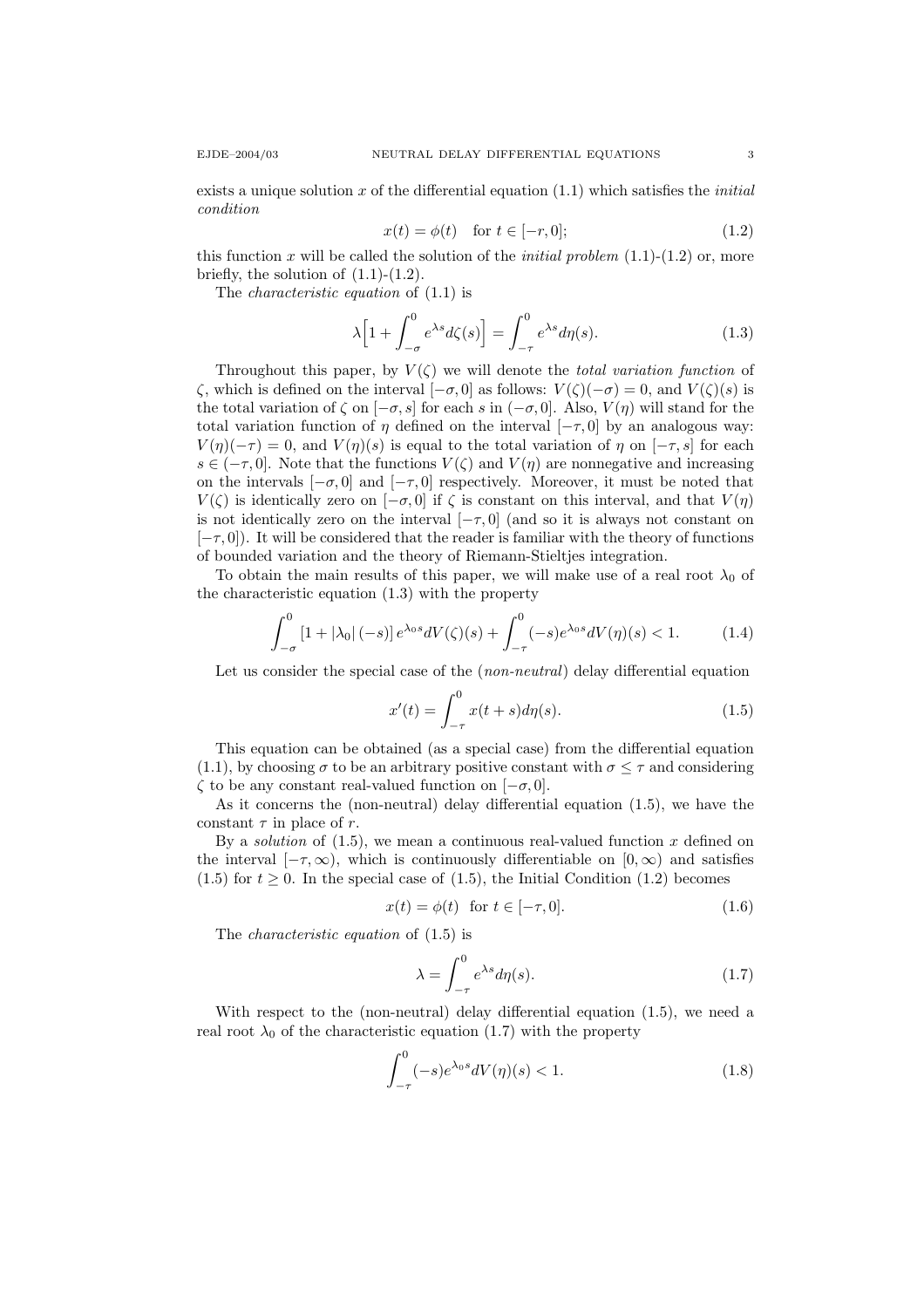exists a unique solution $x$ of the differential equation (1.1) which satisfies the *initial condition*

$$x(t) = \phi(t) \quad \text{for } t \in [-r, 0]; \tag{1.2}$$

this function $x$ will be called the solution of the *initial problem* (1.1)-(1.2) or, more briefly, the solution of (1.1)-(1.2).

The *characteristic equation* of (1.1) is

$$\lambda \Big[ 1 + \int_{-\sigma}^{0} e^{\lambda s} d\zeta(s) \Big] = \int_{-\tau}^{0} e^{\lambda s} d\eta(s). \tag{1.3}$$

Throughout this paper, by $V(\zeta)$ we will denote the *total variation function* of $\zeta$, which is defined on the interval $[-\sigma, 0]$ as follows: $V(\zeta)(-\sigma) = 0$, and $V(\zeta)(s)$ is the total variation of $\zeta$ on $[-\sigma, s]$ for each $s$ in $(-\sigma, 0]$. Also, $V(\eta)$ will stand for the total variation function of $\eta$ defined on the interval $[-\tau, 0]$ by an analogous way: $V(\eta)(-\tau) = 0$, and $V(\eta)(s)$ is equal to the total variation of $\eta$ on $[-\tau, s]$ for each $s \in (-\tau, 0]$. Note that the functions $V(\zeta)$ and $V(\eta)$ are nonnegative and increasing on the intervals $[-\sigma, 0]$ and $[-\tau, 0]$ respectively. Moreover, it must be noted that $V(\zeta)$ is identically zero on $[-\sigma, 0]$ if $\zeta$ is constant on this interval, and that $V(\eta)$ is not identically zero on the interval $[-\tau, 0]$ (and so it is always not constant on $[-\tau, 0]$). It will be considered that the reader is familiar with the theory of functions of bounded variation and the theory of Riemann-Stieltjes integration.

To obtain the main results of this paper, we will make use of a real root $\lambda_0$ of the characteristic equation (1.3) with the property

$$\int_{-\sigma}^{0} \left[ 1 + |\lambda_0| \, (-s) \right] e^{\lambda_0 s} dV(\zeta)(s) + \int_{-\tau}^{0} (-s) e^{\lambda_0 s} dV(\eta)(s) < 1. \tag{1.4}$$

Let us consider the special case of the (*non-neutral*) delay differential equation

$$x'(t) = \int_{-\tau}^{0} x(t+s) d\eta(s). \tag{1.5}$$

This equation can be obtained (as a special case) from the differential equation (1.1), by choosing $\sigma$ to be an arbitrary positive constant with $\sigma \leq \tau$ and considering $\zeta$ to be any constant real-valued function on $[-\sigma, 0]$.

As it concerns the (non-neutral) delay differential equation (1.5), we have the constant $\tau$ in place of $r$.

By a *solution* of (1.5), we mean a continuous real-valued function $x$ defined on the interval $[-\tau, \infty)$, which is continuously differentiable on $[0, \infty)$ and satisfies (1.5) for $t \geq 0$. In the special case of (1.5), the Initial Condition (1.2) becomes

$$x(t) = \phi(t) \quad \text{for } t \in [-\tau, 0]. \tag{1.6}$$

The *characteristic equation* of (1.5) is

$$\lambda = \int_{-\tau}^{0} e^{\lambda s} d\eta(s). \tag{1.7}$$

With respect to the (non-neutral) delay differential equation (1.5), we need a real root $\lambda_0$ of the characteristic equation (1.7) with the property

$$\int_{-\tau}^{0} (-s) e^{\lambda_0 s} dV(\eta)(s) < 1. \tag{1.8}$$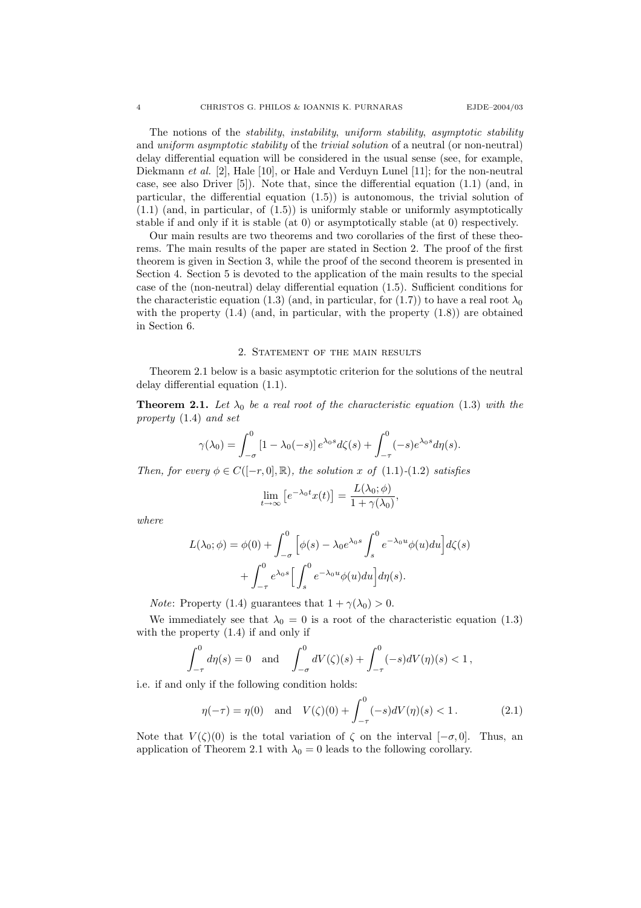The notions of the *stability*, *instability*, *uniform stability*, *asymptotic stability* and *uniform asymptotic stability* of the *trivial solution* of a neutral (or non-neutral) delay differential equation will be considered in the usual sense (see, for example, Diekmann *et al.* [2], Hale [10], or Hale and Verduyn Lunel [11]; for the non-neutral case, see also Driver [5]). Note that, since the differential equation (1.1) (and, in particular, the differential equation (1.5)) is autonomous, the trivial solution of (1.1) (and, in particular, of (1.5)) is uniformly stable or uniformly asymptotically stable if and only if it is stable (at 0) or asymptotically stable (at 0) respectively.

Our main results are two theorems and two corollaries of the first of these theorems. The main results of the paper are stated in Section 2. The proof of the first theorem is given in Section 3, while the proof of the second theorem is presented in Section 4. Section 5 is devoted to the application of the main results to the special case of the (non-neutral) delay differential equation (1.5). Sufficient conditions for the characteristic equation (1.3) (and, in particular, for (1.7)) to have a real root $\lambda_0$ with the property (1.4) (and, in particular, with the property (1.8)) are obtained in Section 6.

## 2. Statement of the main results

Theorem 2.1 below is a basic asymptotic criterion for the solutions of the neutral delay differential equation (1.1).

**Theorem 2.1.** *Let $\lambda_0$ be a real root of the characteristic equation (1.3) with the property (1.4) and set*

$$\gamma(\lambda_0) = \int_{-\sigma}^{0} [1 - \lambda_0(-s)] \, e^{\lambda_0 s} d\zeta(s) + \int_{-\tau}^{0} (-s) e^{\lambda_0 s} d\eta(s).$$

*Then, for every $\phi \in C([-r, 0], \mathbb{R})$, the solution $x$ of (1.1)-(1.2) satisfies*

$$\lim_{t \to \infty} \left[ e^{-\lambda_0 t} x(t) \right] = \frac{L(\lambda_0; \phi)}{1 + \gamma(\lambda_0)},$$

*where*

$$\begin{aligned} L(\lambda_0; \phi) = \phi(0) &+ \int_{-\sigma}^{0} \Big[ \phi(s) - \lambda_0 e^{\lambda_0 s} \int_{s}^{0} e^{-\lambda_0 u} \phi(u) du \Big] d\zeta(s) \\ &+ \int_{-\tau}^{0} e^{\lambda_0 s} \Big[ \int_{s}^{0} e^{-\lambda_0 u} \phi(u) du \Big] d\eta(s). \end{aligned}$$

*Note*: Property (1.4) guarantees that $1 + \gamma(\lambda_0) > 0$.

We immediately see that $\lambda_0 = 0$ is a root of the characteristic equation (1.3) with the property (1.4) if and only if

$$\int_{-\tau}^{0} d\eta(s) = 0 \quad \text{and} \quad \int_{-\sigma}^{0} dV(\zeta)(s) + \int_{-\tau}^{0} (-s) dV(\eta)(s) < 1 \,,$$

i.e. if and only if the following condition holds:

$$\eta(-\tau) = \eta(0) \quad \text{and} \quad V(\zeta)(0) + \int_{-\tau}^{0} (-s) dV(\eta)(s) < 1 \,. \tag{2.1}$$

Note that $V(\zeta)(0)$ is the total variation of $\zeta$ on the interval $[-\sigma, 0]$. Thus, an application of Theorem 2.1 with $\lambda_0 = 0$ leads to the following corollary.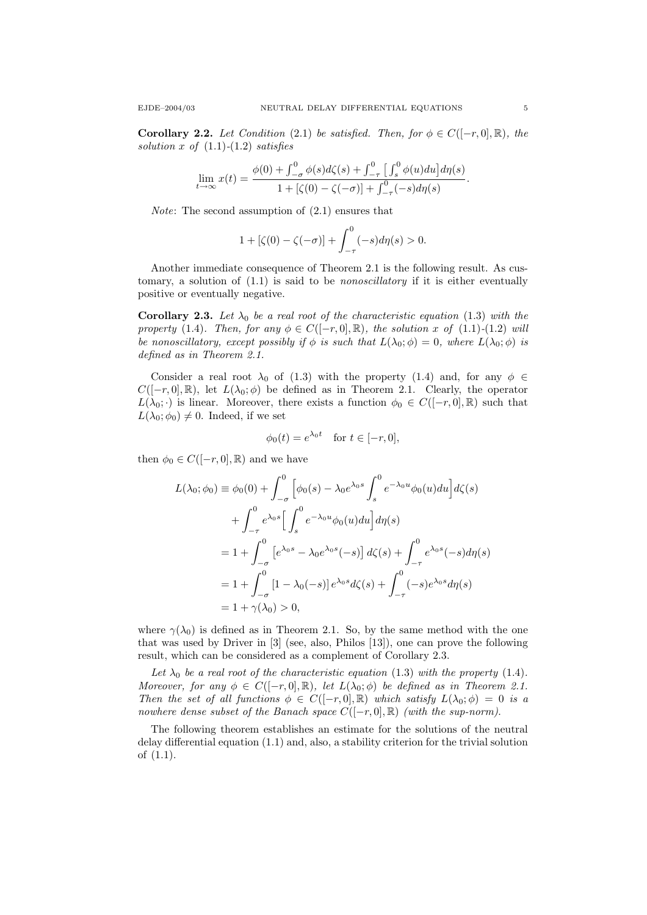**Corollary 2.2.** *Let Condition* (2.1) *be satisfied. Then, for $\phi \in C([-r,0],\mathbb{R})$, the solution $x$ of* (1.1)-(1.2) *satisfies*

$$\lim_{t\to\infty} x(t) = \frac{\phi(0) + \int_{-\sigma}^{0} \phi(s)d\zeta(s) + \int_{-\tau}^{0}\big[\int_{s}^{0}\phi(u)du\big]d\eta(s)}{1 + [\zeta(0)-\zeta(-\sigma)] + \int_{-\tau}^{0}(-s)d\eta(s)}.$$

*Note*: The second assumption of (2.1) ensures that

$$1 + [\zeta(0)-\zeta(-\sigma)] + \int_{-\tau}^{0}(-s)d\eta(s) > 0.$$

Another immediate consequence of Theorem 2.1 is the following result. As customary, a solution of (1.1) is said to be *nonoscillatory* if it is either eventually positive or eventually negative.

**Corollary 2.3.** *Let $\lambda_0$ be a real root of the characteristic equation* (1.3) *with the property* (1.4)*. Then, for any $\phi \in C([-r,0],\mathbb{R})$, the solution $x$ of* (1.1)-(1.2) *will be nonoscillatory, except possibly if $\phi$ is such that $L(\lambda_0;\phi) = 0$, where $L(\lambda_0;\phi)$ is defined as in Theorem 2.1.*

Consider a real root $\lambda_0$ of (1.3) with the property (1.4) and, for any $\phi \in C([-r,0],\mathbb{R})$, let $L(\lambda_0;\phi)$ be defined as in Theorem 2.1. Clearly, the operator $L(\lambda_0;\cdot)$ is linear. Moreover, there exists a function $\phi_0 \in C([-r,0],\mathbb{R})$ such that $L(\lambda_0;\phi_0) \neq 0$. Indeed, if we set

$$\phi_0(t) = e^{\lambda_0 t} \quad \text{for } t \in [-r,0],$$

then $\phi_0 \in C([-r,0],\mathbb{R})$ and we have

$$\begin{aligned}
L(\lambda_0;\phi_0) &\equiv \phi_0(0) + \int_{-\sigma}^{0}\Big[\phi_0(s) - \lambda_0 e^{\lambda_0 s}\int_{s}^{0} e^{-\lambda_0 u}\phi_0(u)du\Big]d\zeta(s) \\
&\quad + \int_{-\tau}^{0} e^{\lambda_0 s}\Big[\int_{s}^{0} e^{-\lambda_0 u}\phi_0(u)du\Big]d\eta(s) \\
&= 1 + \int_{-\sigma}^{0}\big[e^{\lambda_0 s} - \lambda_0 e^{\lambda_0 s}(-s)\big]\,d\zeta(s) + \int_{-\tau}^{0} e^{\lambda_0 s}(-s)d\eta(s) \\
&= 1 + \int_{-\sigma}^{0}[1-\lambda_0(-s)]\,e^{\lambda_0 s}d\zeta(s) + \int_{-\tau}^{0}(-s)e^{\lambda_0 s}d\eta(s) \\
&= 1 + \gamma(\lambda_0) > 0,
\end{aligned}$$

where $\gamma(\lambda_0)$ is defined as in Theorem 2.1. So, by the same method with the one that was used by Driver in [3] (see, also, Philos [13]), one can prove the following result, which can be considered as a complement of Corollary 2.3.

*Let $\lambda_0$ be a real root of the characteristic equation* (1.3) *with the property* (1.4)*. Moreover, for any $\phi \in C([-r,0],\mathbb{R})$, let $L(\lambda_0;\phi)$ be defined as in Theorem 2.1. Then the set of all functions $\phi \in C([-r,0],\mathbb{R})$ which satisfy $L(\lambda_0;\phi) = 0$ is a nowhere dense subset of the Banach space $C([-r,0],\mathbb{R})$ (with the sup-norm).*

The following theorem establishes an estimate for the solutions of the neutral delay differential equation (1.1) and, also, a stability criterion for the trivial solution of (1.1).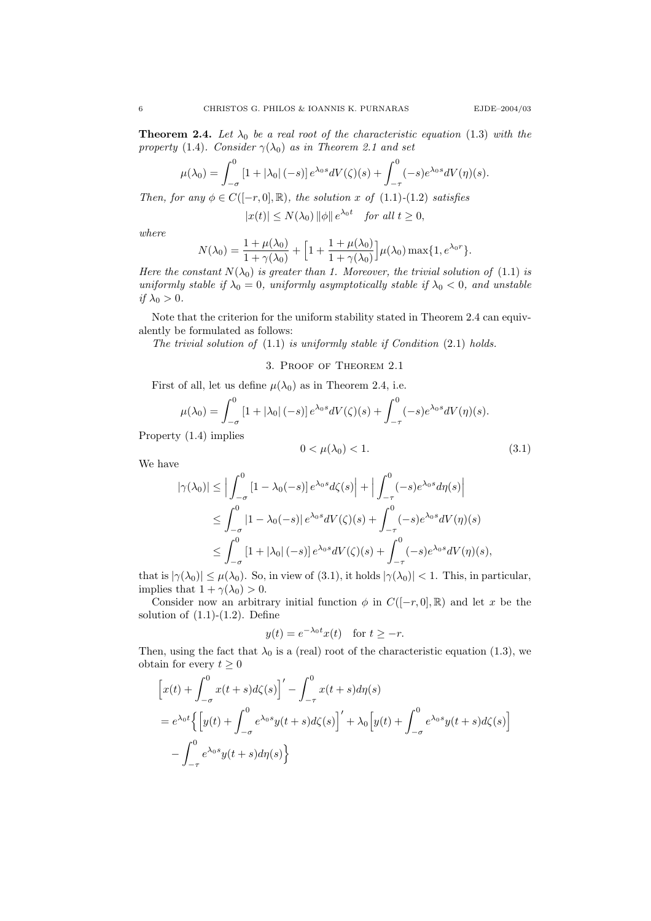**Theorem 2.4.** *Let $\lambda_0$ be a real root of the characteristic equation* (1.3) *with the property* (1.4). *Consider $\gamma(\lambda_0)$ as in Theorem 2.1 and set*

$$\mu(\lambda_0) = \int_{-\sigma}^{0} [1 + |\lambda_0| (-s)] e^{\lambda_0 s} dV(\zeta)(s) + \int_{-\tau}^{0} (-s) e^{\lambda_0 s} dV(\eta)(s).$$

*Then, for any $\phi \in C([-r, 0], \mathbb{R})$, the solution $x$ of* (1.1)-(1.2) *satisfies*

$$|x(t)| \leq N(\lambda_0) \|\phi\| e^{\lambda_0 t} \quad \textit{for all } t \geq 0,$$

*where*

$$N(\lambda_0) = \frac{1 + \mu(\lambda_0)}{1 + \gamma(\lambda_0)} + \Big[1 + \frac{1 + \mu(\lambda_0)}{1 + \gamma(\lambda_0)}\Big] \mu(\lambda_0) \max\{1, e^{\lambda_0 r}\}.$$

*Here the constant $N(\lambda_0)$ is greater than 1. Moreover, the trivial solution of* (1.1) *is uniformly stable if $\lambda_0 = 0$, uniformly asymptotically stable if $\lambda_0 < 0$, and unstable if $\lambda_0 > 0$.*

Note that the criterion for the uniform stability stated in Theorem 2.4 can equivalently be formulated as follows:

*The trivial solution of* (1.1) *is uniformly stable if Condition* (2.1) *holds.*

## 3. Proof of Theorem 2.1

First of all, let us define $\mu(\lambda_0)$ as in Theorem 2.4, i.e.

$$\mu(\lambda_0) = \int_{-\sigma}^{0} [1 + |\lambda_0| (-s)] e^{\lambda_0 s} dV(\zeta)(s) + \int_{-\tau}^{0} (-s) e^{\lambda_0 s} dV(\eta)(s).$$

Property (1.4) implies

$$0 < \mu(\lambda_0) < 1. \tag{3.1}$$

We have

$$\begin{aligned}
|\gamma(\lambda_0)| &\leq \Big| \int_{-\sigma}^{0} [1 - \lambda_0(-s)] e^{\lambda_0 s} d\zeta(s) \Big| + \Big| \int_{-\tau}^{0} (-s) e^{\lambda_0 s} d\eta(s) \Big| \\
&\leq \int_{-\sigma}^{0} |1 - \lambda_0(-s)| e^{\lambda_0 s} dV(\zeta)(s) + \int_{-\tau}^{0} (-s) e^{\lambda_0 s} dV(\eta)(s) \\
&\leq \int_{-\sigma}^{0} [1 + |\lambda_0| (-s)] e^{\lambda_0 s} dV(\zeta)(s) + \int_{-\tau}^{0} (-s) e^{\lambda_0 s} dV(\eta)(s),
\end{aligned}$$

that is $|\gamma(\lambda_0)| \leq \mu(\lambda_0)$. So, in view of (3.1), it holds $|\gamma(\lambda_0)| < 1$. This, in particular, implies that $1 + \gamma(\lambda_0) > 0$.

Consider now an arbitrary initial function $\phi$ in $C([-r, 0], \mathbb{R})$ and let $x$ be the solution of (1.1)-(1.2). Define

$$y(t) = e^{-\lambda_0 t} x(t) \quad \text{for } t \geq -r.$$

Then, using the fact that $\lambda_0$ is a (real) root of the characteristic equation (1.3), we obtain for every $t \geq 0$

$$\begin{aligned}
&\Big[x(t) + \int_{-\sigma}^{0} x(t+s) d\zeta(s)\Big]' - \int_{-\tau}^{0} x(t+s) d\eta(s) \\
&= e^{\lambda_0 t} \Big\{ \Big[y(t) + \int_{-\sigma}^{0} e^{\lambda_0 s} y(t+s) d\zeta(s)\Big]' + \lambda_0 \Big[y(t) + \int_{-\sigma}^{0} e^{\lambda_0 s} y(t+s) d\zeta(s)\Big] \\
&\quad - \int_{-\tau}^{0} e^{\lambda_0 s} y(t+s) d\eta(s) \Big\}
\end{aligned}$$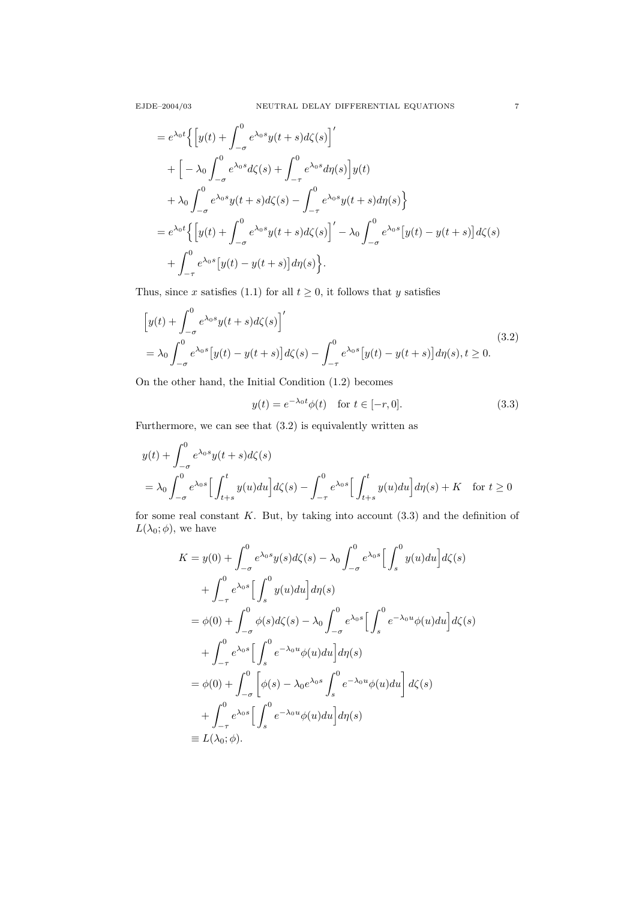$$
\begin{aligned}
&= e^{\lambda_0 t}\Big\{\Big[y(t) + \int_{-\sigma}^{0} e^{\lambda_0 s} y(t+s)d\zeta(s)\Big]' \\
&\quad + \Big[-\lambda_0 \int_{-\sigma}^{0} e^{\lambda_0 s} d\zeta(s) + \int_{-\tau}^{0} e^{\lambda_0 s} d\eta(s)\Big] y(t) \\
&\quad + \lambda_0 \int_{-\sigma}^{0} e^{\lambda_0 s} y(t+s) d\zeta(s) - \int_{-\tau}^{0} e^{\lambda_0 s} y(t+s) d\eta(s)\Big\} \\
&= e^{\lambda_0 t}\Big\{\Big[y(t) + \int_{-\sigma}^{0} e^{\lambda_0 s} y(t+s)d\zeta(s)\Big]' - \lambda_0 \int_{-\sigma}^{0} e^{\lambda_0 s}\big[y(t) - y(t+s)\big] d\zeta(s) \\
&\quad + \int_{-\tau}^{0} e^{\lambda_0 s}\big[y(t) - y(t+s)\big] d\eta(s)\Big\}.
\end{aligned}
$$

Thus, since $x$ satisfies (1.1) for all $t \geq 0$, it follows that $y$ satisfies

$$
\begin{aligned}
&\Big[y(t) + \int_{-\sigma}^{0} e^{\lambda_0 s} y(t+s)d\zeta(s)\Big]' \\
&= \lambda_0 \int_{-\sigma}^{0} e^{\lambda_0 s}\big[y(t) - y(t+s)\big] d\zeta(s) - \int_{-\tau}^{0} e^{\lambda_0 s}\big[y(t) - y(t+s)\big] d\eta(s), \; t \geq 0.
\end{aligned} \tag{3.2}
$$

On the other hand, the Initial Condition (1.2) becomes

$$
y(t) = e^{-\lambda_0 t}\phi(t) \quad \text{for } t \in [-r, 0]. \tag{3.3}
$$

Furthermore, we can see that (3.2) is equivalently written as

$$
\begin{aligned}
&y(t) + \int_{-\sigma}^{0} e^{\lambda_0 s} y(t+s)d\zeta(s) \\
&= \lambda_0 \int_{-\sigma}^{0} e^{\lambda_0 s}\Big[\int_{t+s}^{t} y(u)du\Big] d\zeta(s) - \int_{-\tau}^{0} e^{\lambda_0 s}\Big[\int_{t+s}^{t} y(u)du\Big] d\eta(s) + K \quad \text{for } t \geq 0
\end{aligned}
$$

for some real constant $K$. But, by taking into account (3.3) and the definition of $L(\lambda_0; \phi)$, we have

$$
\begin{aligned}
K &= y(0) + \int_{-\sigma}^{0} e^{\lambda_0 s} y(s)d\zeta(s) - \lambda_0 \int_{-\sigma}^{0} e^{\lambda_0 s}\Big[\int_{s}^{0} y(u)du\Big] d\zeta(s) \\
&\quad + \int_{-\tau}^{0} e^{\lambda_0 s}\Big[\int_{s}^{0} y(u)du\Big] d\eta(s) \\
&= \phi(0) + \int_{-\sigma}^{0} \phi(s)d\zeta(s) - \lambda_0 \int_{-\sigma}^{0} e^{\lambda_0 s}\Big[\int_{s}^{0} e^{-\lambda_0 u}\phi(u)du\Big] d\zeta(s) \\
&\quad + \int_{-\tau}^{0} e^{\lambda_0 s}\Big[\int_{s}^{0} e^{-\lambda_0 u}\phi(u)du\Big] d\eta(s) \\
&= \phi(0) + \int_{-\sigma}^{0} \Big[\phi(s) - \lambda_0 e^{\lambda_0 s}\int_{s}^{0} e^{-\lambda_0 u}\phi(u)du\Big] d\zeta(s) \\
&\quad + \int_{-\tau}^{0} e^{\lambda_0 s}\Big[\int_{s}^{0} e^{-\lambda_0 u}\phi(u)du\Big] d\eta(s) \\
&\equiv L(\lambda_0; \phi).
\end{aligned}
$$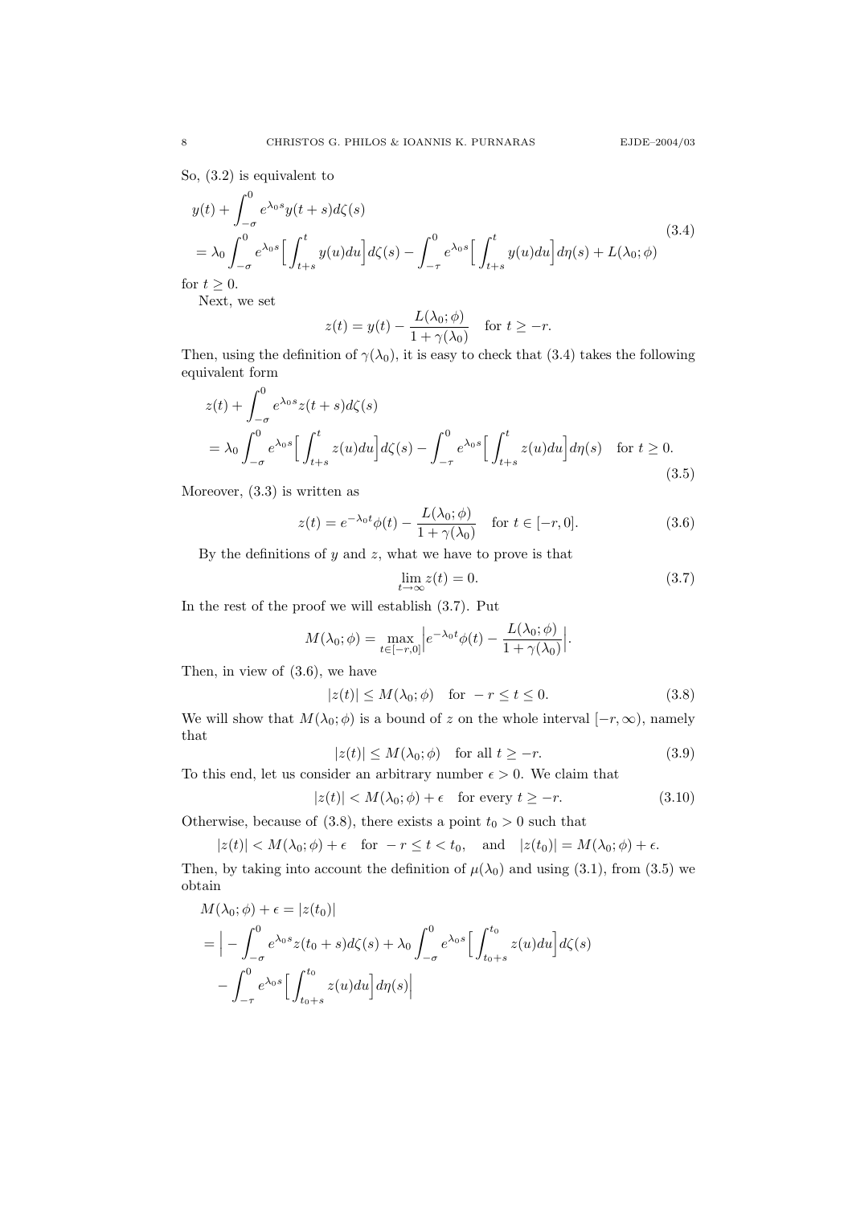So, (3.2) is equivalent to

$$
\begin{aligned}
&y(t)+\int_{-\sigma}^{0} e^{\lambda_0 s} y(t+s)d\zeta(s)\\
&=\lambda_0\int_{-\sigma}^{0} e^{\lambda_0 s}\Big[\int_{t+s}^{t} y(u)du\Big]d\zeta(s)-\int_{-\tau}^{0} e^{\lambda_0 s}\Big[\int_{t+s}^{t} y(u)du\Big]d\eta(s)+L(\lambda_0;\phi)
\end{aligned}
\tag{3.4}
$$

for $t\ge 0$.

Next, we set

$$
z(t)=y(t)-\frac{L(\lambda_0;\phi)}{1+\gamma(\lambda_0)}\quad \text{for } t\ge -r.
$$

Then, using the definition of $\gamma(\lambda_0)$, it is easy to check that (3.4) takes the following equivalent form

$$
\begin{aligned}
&z(t)+\int_{-\sigma}^{0} e^{\lambda_0 s} z(t+s)d\zeta(s)\\
&=\lambda_0\int_{-\sigma}^{0} e^{\lambda_0 s}\Big[\int_{t+s}^{t} z(u)du\Big]d\zeta(s)-\int_{-\tau}^{0} e^{\lambda_0 s}\Big[\int_{t+s}^{t} z(u)du\Big]d\eta(s)\quad \text{for } t\ge 0.
\end{aligned}
\tag{3.5}
$$

Moreover, (3.3) is written as

$$
z(t)=e^{-\lambda_0 t}\phi(t)-\frac{L(\lambda_0;\phi)}{1+\gamma(\lambda_0)}\quad \text{for } t\in[-r,0]. \tag{3.6}
$$

By the definitions of $y$ and $z$, what we have to prove is that

$$
\lim_{t\to\infty} z(t)=0. \tag{3.7}
$$

In the rest of the proof we will establish (3.7). Put

$$
M(\lambda_0;\phi)=\max_{t\in[-r,0]}\Big|e^{-\lambda_0 t}\phi(t)-\frac{L(\lambda_0;\phi)}{1+\gamma(\lambda_0)}\Big|.
$$

Then, in view of (3.6), we have

$$
|z(t)|\le M(\lambda_0;\phi)\quad \text{for } -r\le t\le 0. \tag{3.8}
$$

We will show that $M(\lambda_0;\phi)$ is a bound of $z$ on the whole interval $[-r,\infty)$, namely that

$$
|z(t)|\le M(\lambda_0;\phi)\quad \text{for all } t\ge -r. \tag{3.9}
$$

To this end, let us consider an arbitrary number $\epsilon>0$. We claim that

$$
|z(t)|<M(\lambda_0;\phi)+\epsilon\quad \text{for every } t\ge -r. \tag{3.10}
$$

Otherwise, because of (3.8), there exists a point $t_0>0$ such that

$$
|z(t)|<M(\lambda_0;\phi)+\epsilon\quad \text{for } -r\le t<t_0,\quad \text{and}\quad |z(t_0)|=M(\lambda_0;\phi)+\epsilon.
$$

Then, by taking into account the definition of $\mu(\lambda_0)$ and using (3.1), from (3.5) we obtain

$$
\begin{aligned}
&M(\lambda_0;\phi)+\epsilon=|z(t_0)|\\
&=\Big|-\int_{-\sigma}^{0} e^{\lambda_0 s} z(t_0+s)d\zeta(s)+\lambda_0\int_{-\sigma}^{0} e^{\lambda_0 s}\Big[\int_{t_0+s}^{t_0} z(u)du\Big]d\zeta(s)\\
&\quad -\int_{-\tau}^{0} e^{\lambda_0 s}\Big[\int_{t_0+s}^{t_0} z(u)du\Big]d\eta(s)\Big|
\end{aligned}
$$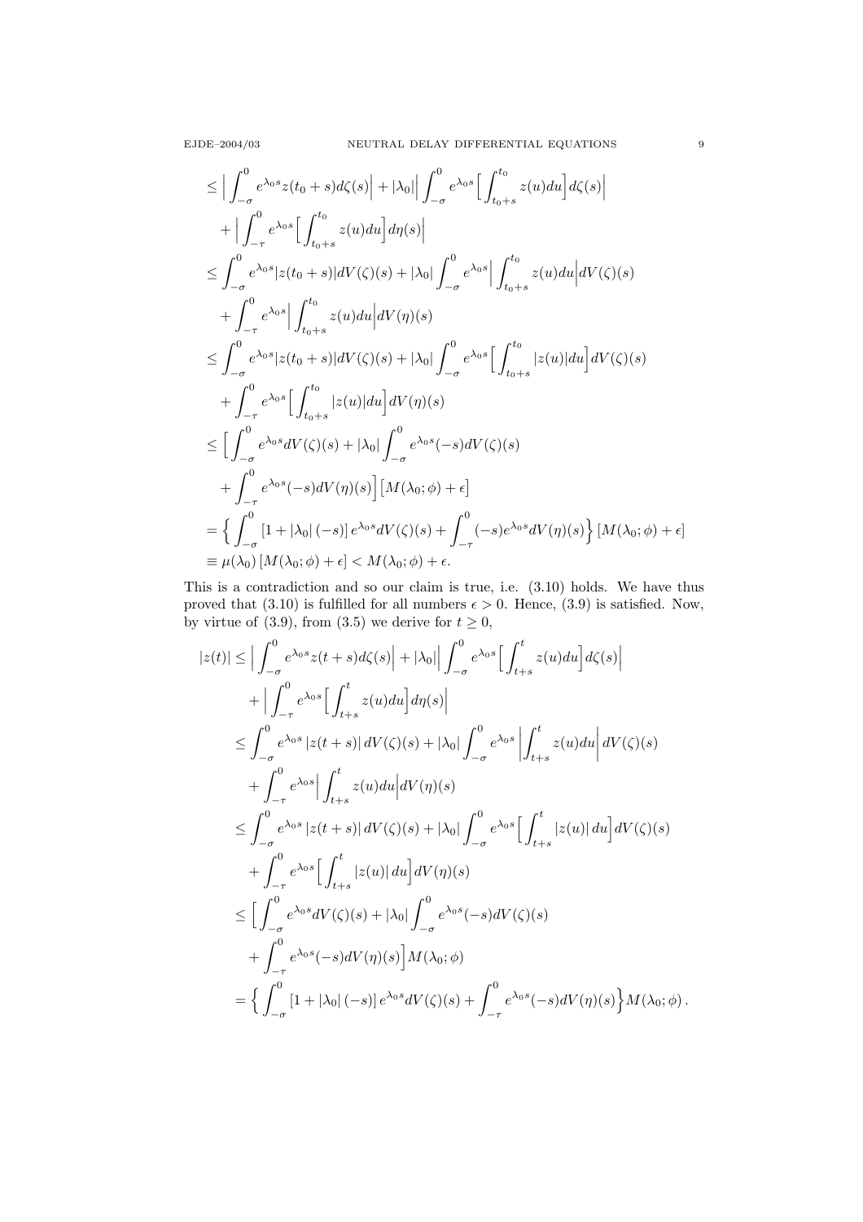$$
\begin{aligned}
&\le \Big|\int_{-\sigma}^{0} e^{\lambda_0 s} z(t_0+s)d\zeta(s)\Big| + |\lambda_0|\Big|\int_{-\sigma}^{0} e^{\lambda_0 s}\Big[\int_{t_0+s}^{t_0} z(u)du\Big]d\zeta(s)\Big| \\
&\quad + \Big|\int_{-\tau}^{0} e^{\lambda_0 s}\Big[\int_{t_0+s}^{t_0} z(u)du\Big]d\eta(s)\Big| \\
&\le \int_{-\sigma}^{0} e^{\lambda_0 s}|z(t_0+s)|dV(\zeta)(s) + |\lambda_0|\int_{-\sigma}^{0} e^{\lambda_0 s}\Big|\int_{t_0+s}^{t_0} z(u)du\Big|dV(\zeta)(s) \\
&\quad + \int_{-\tau}^{0} e^{\lambda_0 s}\Big|\int_{t_0+s}^{t_0} z(u)du\Big|dV(\eta)(s) \\
&\le \int_{-\sigma}^{0} e^{\lambda_0 s}|z(t_0+s)|dV(\zeta)(s) + |\lambda_0|\int_{-\sigma}^{0} e^{\lambda_0 s}\Big[\int_{t_0+s}^{t_0} |z(u)|du\Big]dV(\zeta)(s) \\
&\quad + \int_{-\tau}^{0} e^{\lambda_0 s}\Big[\int_{t_0+s}^{t_0} |z(u)|du\Big]dV(\eta)(s) \\
&\le \Big[\int_{-\sigma}^{0} e^{\lambda_0 s}dV(\zeta)(s) + |\lambda_0|\int_{-\sigma}^{0} e^{\lambda_0 s}(-s)dV(\zeta)(s) \\
&\quad + \int_{-\tau}^{0} e^{\lambda_0 s}(-s)dV(\eta)(s)\Big]\big[M(\lambda_0;\phi)+\epsilon\big] \\
&= \Big\{\int_{-\sigma}^{0}\left[1+|\lambda_0|(-s)\right]e^{\lambda_0 s}dV(\zeta)(s) + \int_{-\tau}^{0}(-s)e^{\lambda_0 s}dV(\eta)(s)\Big\}\left[M(\lambda_0;\phi)+\epsilon\right] \\
&\equiv \mu(\lambda_0)\left[M(\lambda_0;\phi)+\epsilon\right] < M(\lambda_0;\phi)+\epsilon.
\end{aligned}
$$

This is a contradiction and so our claim is true, i.e. (3.10) holds. We have thus proved that (3.10) is fulfilled for all numbers $\epsilon > 0$. Hence, (3.9) is satisfied. Now, by virtue of (3.9), from (3.5) we derive for $t \ge 0$,

$$
\begin{aligned}
|z(t)| &\le \Big|\int_{-\sigma}^{0} e^{\lambda_0 s} z(t+s)d\zeta(s)\Big| + |\lambda_0|\Big|\int_{-\sigma}^{0} e^{\lambda_0 s}\Big[\int_{t+s}^{t} z(u)du\Big]d\zeta(s)\Big| \\
&\quad + \Big|\int_{-\tau}^{0} e^{\lambda_0 s}\Big[\int_{t+s}^{t} z(u)du\Big]d\eta(s)\Big| \\
&\le \int_{-\sigma}^{0} e^{\lambda_0 s}\left|z(t+s)\right|dV(\zeta)(s) + |\lambda_0|\int_{-\sigma}^{0} e^{\lambda_0 s}\left|\int_{t+s}^{t} z(u)du\right|dV(\zeta)(s) \\
&\quad + \int_{-\tau}^{0} e^{\lambda_0 s}\Big|\int_{t+s}^{t} z(u)du\Big|dV(\eta)(s) \\
&\le \int_{-\sigma}^{0} e^{\lambda_0 s}\left|z(t+s)\right|dV(\zeta)(s) + |\lambda_0|\int_{-\sigma}^{0} e^{\lambda_0 s}\Big[\int_{t+s}^{t} \left|z(u)\right|du\Big]dV(\zeta)(s) \\
&\quad + \int_{-\tau}^{0} e^{\lambda_0 s}\Big[\int_{t+s}^{t} \left|z(u)\right|du\Big]dV(\eta)(s) \\
&\le \Big[\int_{-\sigma}^{0} e^{\lambda_0 s}dV(\zeta)(s) + |\lambda_0|\int_{-\sigma}^{0} e^{\lambda_0 s}(-s)dV(\zeta)(s) \\
&\quad + \int_{-\tau}^{0} e^{\lambda_0 s}(-s)dV(\eta)(s)\Big]M(\lambda_0;\phi) \\
&= \Big\{\int_{-\sigma}^{0}\left[1+|\lambda_0|(-s)\right]e^{\lambda_0 s}dV(\zeta)(s) + \int_{-\tau}^{0} e^{\lambda_0 s}(-s)dV(\eta)(s)\Big\}M(\lambda_0;\phi)\,.
\end{aligned}
$$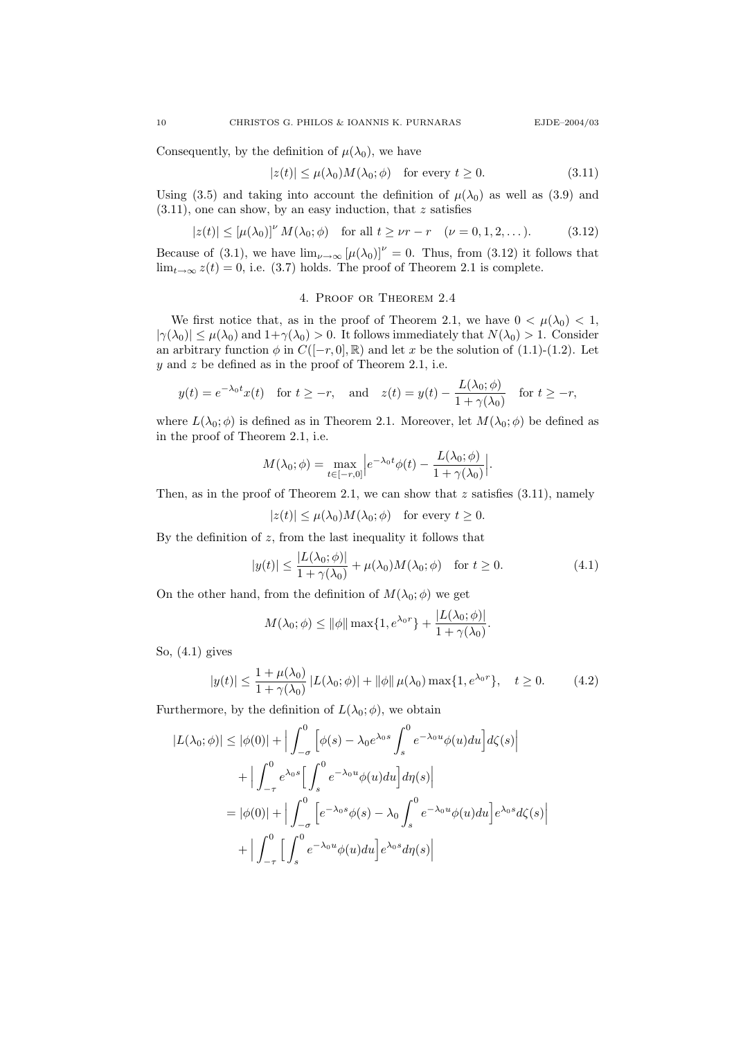Consequently, by the definition of $\mu(\lambda_0)$, we have

$$|z(t)| \le \mu(\lambda_0) M(\lambda_0;\phi) \quad \text{for every } t \ge 0. \tag{3.11}$$

Using (3.5) and taking into account the definition of $\mu(\lambda_0)$ as well as (3.9) and (3.11), one can show, by an easy induction, that $z$ satisfies

$$|z(t)| \le [\mu(\lambda_0)]^{\nu} M(\lambda_0;\phi) \quad \text{for all } t \ge \nu r - r \quad (\nu = 0,1,2,\dots). \tag{3.12}$$

Because of (3.1), we have $\lim_{\nu\to\infty} [\mu(\lambda_0)]^{\nu} = 0$. Thus, from (3.12) it follows that $\lim_{t\to\infty} z(t) = 0$, i.e. (3.7) holds. The proof of Theorem 2.1 is complete.

## 4. Proof or Theorem 2.4

We first notice that, as in the proof of Theorem 2.1, we have $0 < \mu(\lambda_0) < 1$, $|\gamma(\lambda_0)| \le \mu(\lambda_0)$ and $1+\gamma(\lambda_0) > 0$. It follows immediately that $N(\lambda_0) > 1$. Consider an arbitrary function $\phi$ in $C([-r,0],\mathbb{R})$ and let $x$ be the solution of (1.1)-(1.2). Let $y$ and $z$ be defined as in the proof of Theorem 2.1, i.e.

$$y(t) = e^{-\lambda_0 t} x(t) \quad \text{for } t \ge -r, \quad \text{and} \quad z(t) = y(t) - \frac{L(\lambda_0;\phi)}{1+\gamma(\lambda_0)} \quad \text{for } t \ge -r,$$

where $L(\lambda_0;\phi)$ is defined as in Theorem 2.1. Moreover, let $M(\lambda_0;\phi)$ be defined as in the proof of Theorem 2.1, i.e.

$$M(\lambda_0;\phi) = \max_{t\in[-r,0]} \Big| e^{-\lambda_0 t}\phi(t) - \frac{L(\lambda_0;\phi)}{1+\gamma(\lambda_0)} \Big|.$$

Then, as in the proof of Theorem 2.1, we can show that $z$ satisfies (3.11), namely

$$|z(t)| \le \mu(\lambda_0) M(\lambda_0;\phi) \quad \text{for every } t \ge 0.$$

By the definition of $z$, from the last inequality it follows that

$$|y(t)| \le \frac{|L(\lambda_0;\phi)|}{1+\gamma(\lambda_0)} + \mu(\lambda_0) M(\lambda_0;\phi) \quad \text{for } t \ge 0. \tag{4.1}$$

On the other hand, from the definition of $M(\lambda_0;\phi)$ we get

$$M(\lambda_0;\phi) \le \|\phi\| \max\{1, e^{\lambda_0 r}\} + \frac{|L(\lambda_0;\phi)|}{1+\gamma(\lambda_0)}.$$

So, (4.1) gives

$$|y(t)| \le \frac{1+\mu(\lambda_0)}{1+\gamma(\lambda_0)} |L(\lambda_0;\phi)| + \|\phi\|\,\mu(\lambda_0) \max\{1, e^{\lambda_0 r}\}, \quad t \ge 0. \tag{4.2}$$

Furthermore, by the definition of $L(\lambda_0;\phi)$, we obtain

$$\begin{aligned}
|L(\lambda_0;\phi)| &\le |\phi(0)| + \Big| \int_{-\sigma}^{0} \Big[\phi(s) - \lambda_0 e^{\lambda_0 s} \int_s^0 e^{-\lambda_0 u}\phi(u)du\Big] d\zeta(s) \Big| \\
&\quad + \Big| \int_{-\tau}^{0} e^{\lambda_0 s} \Big[ \int_s^0 e^{-\lambda_0 u}\phi(u)du\Big] d\eta(s) \Big| \\
&= |\phi(0)| + \Big| \int_{-\sigma}^{0} \Big[e^{-\lambda_0 s}\phi(s) - \lambda_0 \int_s^0 e^{-\lambda_0 u}\phi(u)du\Big] e^{\lambda_0 s} d\zeta(s) \Big| \\
&\quad + \Big| \int_{-\tau}^{0} \Big[ \int_s^0 e^{-\lambda_0 u}\phi(u)du\Big] e^{\lambda_0 s} d\eta(s) \Big|
\end{aligned}$$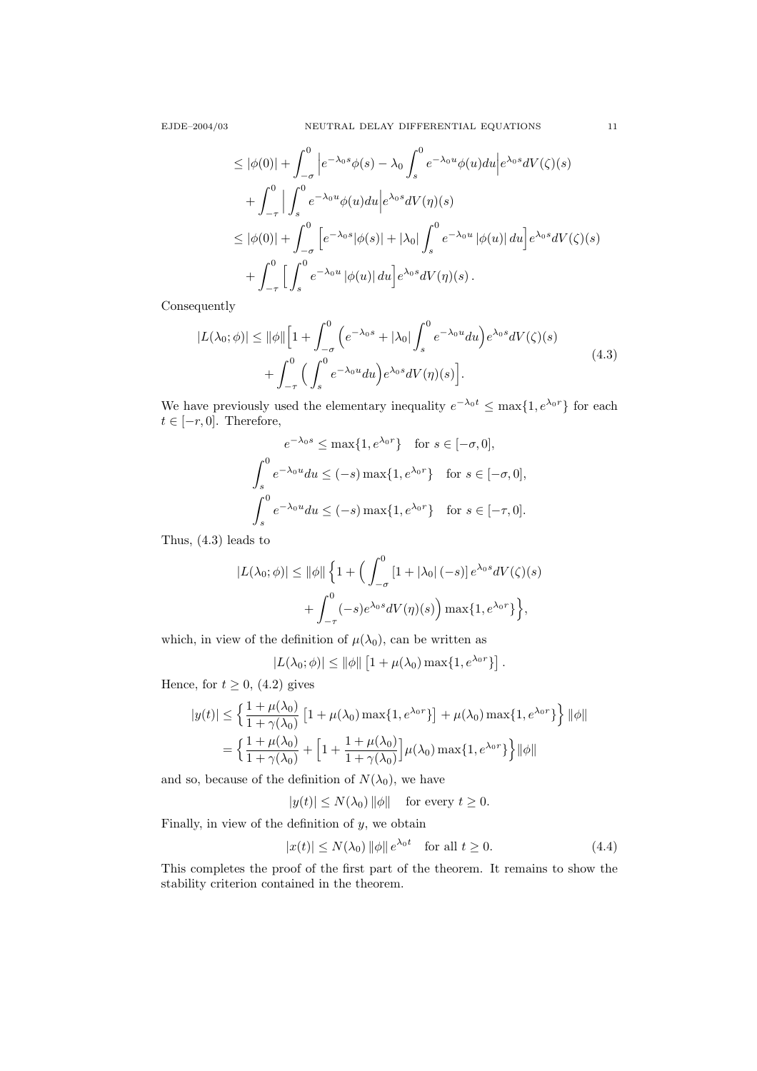$$
\begin{aligned}
&\leq |\phi(0)| + \int_{-\sigma}^{0} \Big| e^{-\lambda_0 s}\phi(s) - \lambda_0 \int_s^0 e^{-\lambda_0 u}\phi(u)du \Big| e^{\lambda_0 s} dV(\zeta)(s) \\
&\quad + \int_{-\tau}^{0} \Big| \int_s^0 e^{-\lambda_0 u}\phi(u)du \Big| e^{\lambda_0 s} dV(\eta)(s) \\
&\leq |\phi(0)| + \int_{-\sigma}^{0} \Big[ e^{-\lambda_0 s}|\phi(s)| + |\lambda_0| \int_s^0 e^{-\lambda_0 u}\, |\phi(u)|\, du \Big] e^{\lambda_0 s} dV(\zeta)(s) \\
&\quad + \int_{-\tau}^{0} \Big[ \int_s^0 e^{-\lambda_0 u}\, |\phi(u)|\, du \Big] e^{\lambda_0 s} dV(\eta)(s)\,.
\end{aligned}
$$

Consequently

$$
\begin{aligned}
|L(\lambda_0;\phi)| \leq \|\phi\| \Big[ 1 &+ \int_{-\sigma}^{0} \Big( e^{-\lambda_0 s} + |\lambda_0| \int_s^0 e^{-\lambda_0 u} du \Big) e^{\lambda_0 s} dV(\zeta)(s) \\
&+ \int_{-\tau}^{0} \Big( \int_s^0 e^{-\lambda_0 u} du \Big) e^{\lambda_0 s} dV(\eta)(s) \Big].
\end{aligned}
\tag{4.3}
$$

We have previously used the elementary inequality $e^{-\lambda_0 t} \leq \max\{1, e^{\lambda_0 r}\}$ for each $t \in [-r, 0]$. Therefore,

$$
\begin{gathered}
e^{-\lambda_0 s} \leq \max\{1, e^{\lambda_0 r}\} \quad \text{for } s \in [-\sigma, 0], \\
\int_s^0 e^{-\lambda_0 u} du \leq (-s) \max\{1, e^{\lambda_0 r}\} \quad \text{for } s \in [-\sigma, 0], \\
\int_s^0 e^{-\lambda_0 u} du \leq (-s) \max\{1, e^{\lambda_0 r}\} \quad \text{for } s \in [-\tau, 0].
\end{gathered}
$$

Thus, (4.3) leads to

$$
\begin{aligned}
|L(\lambda_0;\phi)| \leq \|\phi\| \Big\{ 1 &+ \Big( \int_{-\sigma}^{0} [1 + |\lambda_0|\, (-s)]\, e^{\lambda_0 s} dV(\zeta)(s) \\
&+ \int_{-\tau}^{0} (-s) e^{\lambda_0 s} dV(\eta)(s) \Big) \max\{1, e^{\lambda_0 r}\} \Big\},
\end{aligned}
$$

which, in view of the definition of $\mu(\lambda_0)$, can be written as

$$
|L(\lambda_0;\phi)| \leq \|\phi\| \left[ 1 + \mu(\lambda_0) \max\{1, e^{\lambda_0 r}\} \right].
$$

Hence, for $t \geq 0$, (4.2) gives

$$
\begin{aligned}
|y(t)| &\leq \Big\{ \frac{1+\mu(\lambda_0)}{1+\gamma(\lambda_0)} \left[ 1 + \mu(\lambda_0)\max\{1, e^{\lambda_0 r}\} \right] + \mu(\lambda_0)\max\{1, e^{\lambda_0 r}\} \Big\} \|\phi\| \\
&= \Big\{ \frac{1+\mu(\lambda_0)}{1+\gamma(\lambda_0)} + \Big[ 1 + \frac{1+\mu(\lambda_0)}{1+\gamma(\lambda_0)} \Big] \mu(\lambda_0)\max\{1, e^{\lambda_0 r}\} \Big\} \|\phi\|
\end{aligned}
$$

and so, because of the definition of $N(\lambda_0)$, we have

$$
|y(t)| \leq N(\lambda_0)\, \|\phi\| \quad \text{for every } t \geq 0.
$$

Finally, in view of the definition of $y$, we obtain

$$
|x(t)| \leq N(\lambda_0)\, \|\phi\|\, e^{\lambda_0 t} \quad \text{for all } t \geq 0. \tag{4.4}
$$

This completes the proof of the first part of the theorem. It remains to show the stability criterion contained in the theorem.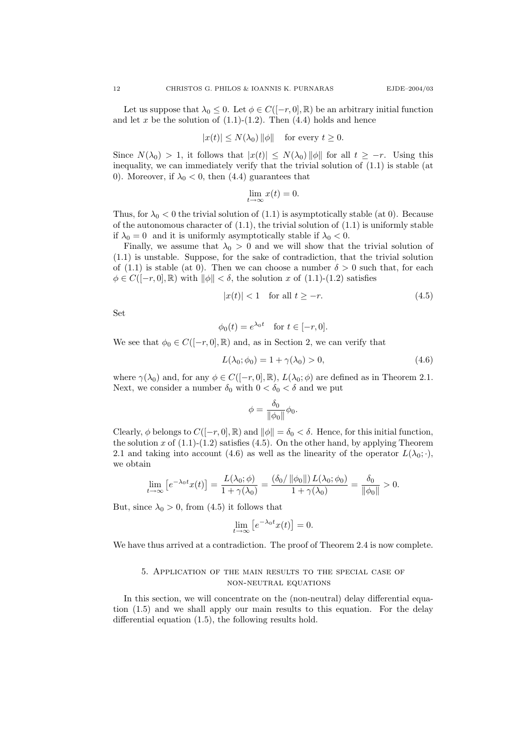Let us suppose that $\lambda_0 \le 0$. Let $\phi \in C([-r,0],\mathbb{R})$ be an arbitrary initial function and let $x$ be the solution of (1.1)-(1.2). Then (4.4) holds and hence

$$|x(t)| \le N(\lambda_0)\,\|\phi\| \quad \text{for every } t \ge 0.$$

Since $N(\lambda_0) > 1$, it follows that $|x(t)| \le N(\lambda_0)\,\|\phi\|$ for all $t \ge -r$. Using this inequality, we can immediately verify that the trivial solution of (1.1) is stable (at 0). Moreover, if $\lambda_0 < 0$, then (4.4) guarantees that

$$\lim_{t\to\infty} x(t) = 0.$$

Thus, for $\lambda_0 < 0$ the trivial solution of (1.1) is asymptotically stable (at 0). Because of the autonomous character of (1.1), the trivial solution of (1.1) is uniformly stable if $\lambda_0 = 0$ and it is uniformly asymptotically stable if $\lambda_0 < 0$.

Finally, we assume that $\lambda_0 > 0$ and we will show that the trivial solution of (1.1) is unstable. Suppose, for the sake of contradiction, that the trivial solution of (1.1) is stable (at 0). Then we can choose a number $\delta > 0$ such that, for each $\phi \in C([-r,0],\mathbb{R})$ with $\|\phi\| < \delta$, the solution $x$ of (1.1)-(1.2) satisfies

$$|x(t)| < 1 \quad \text{for all } t \ge -r. \tag{4.5}$$

Set

$$\phi_0(t) = e^{\lambda_0 t} \quad \text{for } t \in [-r,0].$$

We see that $\phi_0 \in C([-r,0],\mathbb{R})$ and, as in Section 2, we can verify that

$$L(\lambda_0;\phi_0) = 1 + \gamma(\lambda_0) > 0, \tag{4.6}$$

where $\gamma(\lambda_0)$ and, for any $\phi \in C([-r,0],\mathbb{R})$, $L(\lambda_0;\phi)$ are defined as in Theorem 2.1. Next, we consider a number $\delta_0$ with $0 < \delta_0 < \delta$ and we put

$$\phi = \frac{\delta_0}{\|\phi_0\|}\phi_0.$$

Clearly, $\phi$ belongs to $C([-r,0],\mathbb{R})$ and $\|\phi\| = \delta_0 < \delta$. Hence, for this initial function, the solution $x$ of (1.1)-(1.2) satisfies (4.5). On the other hand, by applying Theorem 2.1 and taking into account (4.6) as well as the linearity of the operator $L(\lambda_0;\cdot)$, we obtain

$$\lim_{t\to\infty}\left[e^{-\lambda_0 t}x(t)\right] = \frac{L(\lambda_0;\phi)}{1+\gamma(\lambda_0)} = \frac{(\delta_0/\|\phi_0\|)\,L(\lambda_0;\phi_0)}{1+\gamma(\lambda_0)} = \frac{\delta_0}{\|\phi_0\|} > 0.$$

But, since $\lambda_0 > 0$, from (4.5) it follows that

$$\lim_{t\to\infty}\left[e^{-\lambda_0 t}x(t)\right] = 0.$$

We have thus arrived at a contradiction. The proof of Theorem 2.4 is now complete.

## 5. Application of the main results to the special case of non-neutral equations

In this section, we will concentrate on the (non-neutral) delay differential equation (1.5) and we shall apply our main results to this equation. For the delay differential equation (1.5), the following results hold.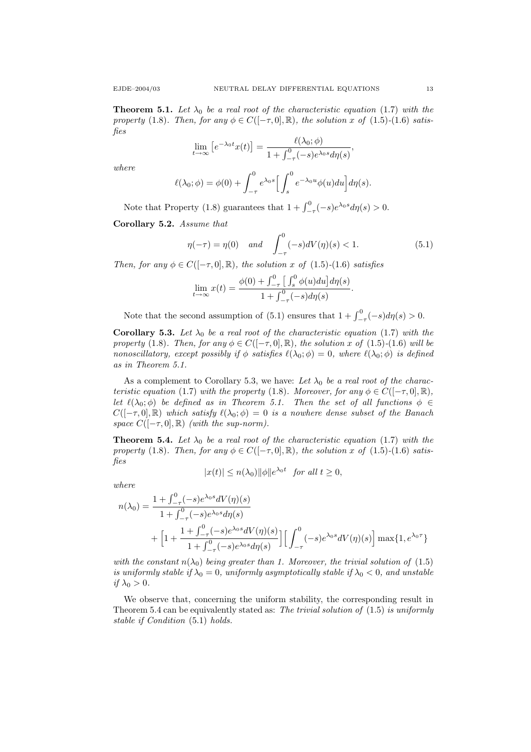**Theorem 5.1.** *Let $\lambda_0$ be a real root of the characteristic equation* (1.7) *with the property* (1.8)*. Then, for any $\phi \in C([-\tau, 0], \mathbb{R})$, the solution $x$ of* (1.5)-(1.6) *satisfies*

$$\lim_{t\to\infty} \left[e^{-\lambda_0 t} x(t)\right] = \frac{\ell(\lambda_0; \phi)}{1 + \int_{-\tau}^{0} (-s) e^{\lambda_0 s} d\eta(s)},$$

*where*

$$\ell(\lambda_0; \phi) = \phi(0) + \int_{-\tau}^{0} e^{\lambda_0 s} \Big[\int_{s}^{0} e^{-\lambda_0 u} \phi(u) du\Big] d\eta(s).$$

Note that Property (1.8) guarantees that $1 + \int_{-\tau}^{0} (-s) e^{\lambda_0 s} d\eta(s) > 0$.

**Corollary 5.2.** *Assume that*

$$\eta(-\tau) = \eta(0) \quad \text{and} \quad \int_{-\tau}^{0} (-s) dV(\eta)(s) < 1. \tag{5.1}$$

*Then, for any $\phi \in C([-\tau, 0], \mathbb{R})$, the solution $x$ of* (1.5)-(1.6) *satisfies*

$$\lim_{t\to\infty} x(t) = \frac{\phi(0) + \int_{-\tau}^{0} \big[\int_{s}^{0} \phi(u) du\big] d\eta(s)}{1 + \int_{-\tau}^{0} (-s) d\eta(s)}.$$

Note that the second assumption of (5.1) ensures that $1 + \int_{-\tau}^{0} (-s) d\eta(s) > 0$.

**Corollary 5.3.** *Let $\lambda_0$ be a real root of the characteristic equation* (1.7) *with the property* (1.8)*. Then, for any $\phi \in C([-\tau, 0], \mathbb{R})$, the solution $x$ of* (1.5)-(1.6) *will be nonoscillatory, except possibly if $\phi$ satisfies $\ell(\lambda_0; \phi) = 0$, where $\ell(\lambda_0; \phi)$ is defined as in Theorem 5.1.*

As a complement to Corollary 5.3, we have: *Let $\lambda_0$ be a real root of the characteristic equation* (1.7) *with the property* (1.8)*. Moreover, for any $\phi \in C([-\tau, 0], \mathbb{R})$, let $\ell(\lambda_0; \phi)$ be defined as in Theorem 5.1. Then the set of all functions $\phi \in C([-\tau, 0], \mathbb{R})$ which satisfy $\ell(\lambda_0; \phi) = 0$ is a nowhere dense subset of the Banach space $C([-\tau, 0], \mathbb{R})$ (with the sup-norm).*

**Theorem 5.4.** *Let $\lambda_0$ be a real root of the characteristic equation* (1.7) *with the property* (1.8)*. Then, for any $\phi \in C([-\tau, 0], \mathbb{R})$, the solution $x$ of* (1.5)-(1.6) *satisfies*

$$|x(t)| \leq n(\lambda_0) \|\phi\| e^{\lambda_0 t} \quad \text{for all } t \geq 0,$$

*where*

$$\begin{aligned} n(\lambda_0) = \frac{1 + \int_{-\tau}^{0} (-s) e^{\lambda_0 s} dV(\eta)(s)}{1 + \int_{-\tau}^{0} (-s) e^{\lambda_0 s} d\eta(s)} \\ + \Big[1 + \frac{1 + \int_{-\tau}^{0} (-s) e^{\lambda_0 s} dV(\eta)(s)}{1 + \int_{-\tau}^{0} (-s) e^{\lambda_0 s} d\eta(s)}\Big] \Big[\int_{-\tau}^{0} (-s) e^{\lambda_0 s} dV(\eta)(s)\Big] \max\{1, e^{\lambda_0 \tau}\} \end{aligned}$$

*with the constant $n(\lambda_0)$ being greater than 1. Moreover, the trivial solution of* (1.5) *is uniformly stable if $\lambda_0 = 0$, uniformly asymptotically stable if $\lambda_0 < 0$, and unstable if $\lambda_0 > 0$.*

We observe that, concerning the uniform stability, the corresponding result in Theorem 5.4 can be equivalently stated as: *The trivial solution of* (1.5) *is uniformly stable if Condition* (5.1) *holds.*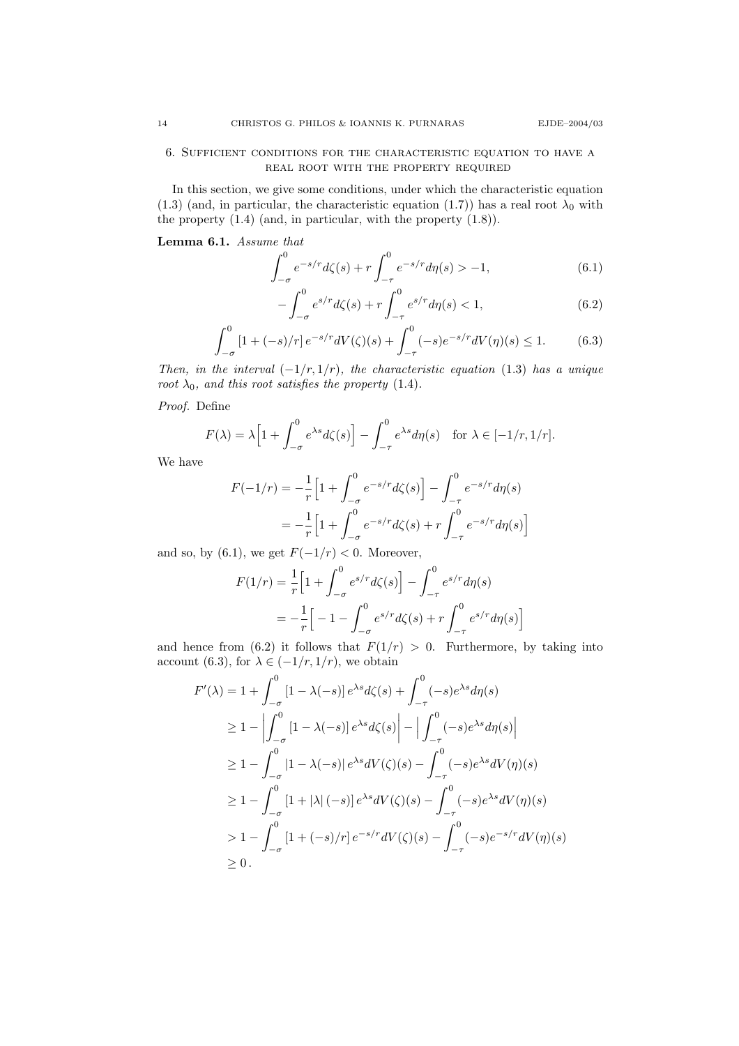## 6. Sufficient conditions for the characteristic equation to have a real root with the property required

In this section, we give some conditions, under which the characteristic equation (1.3) (and, in particular, the characteristic equation (1.7)) has a real root $\lambda_0$ with the property (1.4) (and, in particular, with the property (1.8)).

**Lemma 6.1.** *Assume that*

$$\int_{-\sigma}^{0} e^{-s/r} d\zeta(s) + r\int_{-\tau}^{0} e^{-s/r} d\eta(s) > -1, \tag{6.1}$$

$$-\int_{-\sigma}^{0} e^{s/r} d\zeta(s) + r\int_{-\tau}^{0} e^{s/r} d\eta(s) < 1, \tag{6.2}$$

$$\int_{-\sigma}^{0} [1 + (-s)/r]\, e^{-s/r} dV(\zeta)(s) + \int_{-\tau}^{0} (-s) e^{-s/r} dV(\eta)(s) \le 1. \tag{6.3}$$

*Then, in the interval $(-1/r, 1/r)$, the characteristic equation* (1.3) *has a unique root $\lambda_0$, and this root satisfies the property* (1.4).

*Proof.* Define

$$F(\lambda) = \lambda\Big[1 + \int_{-\sigma}^{0} e^{\lambda s} d\zeta(s)\Big] - \int_{-\tau}^{0} e^{\lambda s} d\eta(s) \quad \text{for } \lambda \in [-1/r, 1/r].$$

We have

$$\begin{aligned} F(-1/r) &= -\frac{1}{r}\Big[1 + \int_{-\sigma}^{0} e^{-s/r} d\zeta(s)\Big] - \int_{-\tau}^{0} e^{-s/r} d\eta(s) \\ &= -\frac{1}{r}\Big[1 + \int_{-\sigma}^{0} e^{-s/r} d\zeta(s) + r\int_{-\tau}^{0} e^{-s/r} d\eta(s)\Big] \end{aligned}$$

and so, by (6.1), we get $F(-1/r) < 0$. Moreover,

$$\begin{aligned} F(1/r) &= \frac{1}{r}\Big[1 + \int_{-\sigma}^{0} e^{s/r} d\zeta(s)\Big] - \int_{-\tau}^{0} e^{s/r} d\eta(s) \\ &= -\frac{1}{r}\Big[-1 - \int_{-\sigma}^{0} e^{s/r} d\zeta(s) + r\int_{-\tau}^{0} e^{s/r} d\eta(s)\Big] \end{aligned}$$

and hence from (6.2) it follows that $F(1/r) > 0$. Furthermore, by taking into account (6.3), for $\lambda \in (-1/r, 1/r)$, we obtain

$$\begin{aligned} F'(\lambda) &= 1 + \int_{-\sigma}^{0} [1 - \lambda(-s)]\, e^{\lambda s} d\zeta(s) + \int_{-\tau}^{0} (-s) e^{\lambda s} d\eta(s) \\ &\ge 1 - \Big|\int_{-\sigma}^{0} [1 - \lambda(-s)]\, e^{\lambda s} d\zeta(s)\Big| - \Big|\int_{-\tau}^{0} (-s) e^{\lambda s} d\eta(s)\Big| \\ &\ge 1 - \int_{-\sigma}^{0} |1 - \lambda(-s)|\, e^{\lambda s} dV(\zeta)(s) - \int_{-\tau}^{0} (-s) e^{\lambda s} dV(\eta)(s) \\ &\ge 1 - \int_{-\sigma}^{0} [1 + |\lambda|\,(-s)]\, e^{\lambda s} dV(\zeta)(s) - \int_{-\tau}^{0} (-s) e^{\lambda s} dV(\eta)(s) \\ &> 1 - \int_{-\sigma}^{0} [1 + (-s)/r]\, e^{-s/r} dV(\zeta)(s) - \int_{-\tau}^{0} (-s) e^{-s/r} dV(\eta)(s) \\ &\ge 0\,. \end{aligned}$$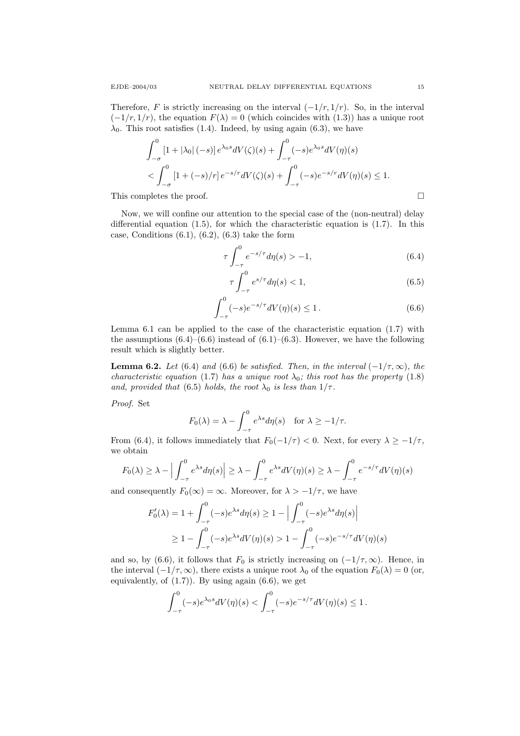Therefore, $F$ is strictly increasing on the interval $(-1/r, 1/r)$. So, in the interval $(-1/r, 1/r)$, the equation $F(\lambda) = 0$ (which coincides with (1.3)) has a unique root $\lambda_0$. This root satisfies (1.4). Indeed, by using again (6.3), we have

$$\int_{-\sigma}^{0} [1 + |\lambda_0| (-s)] e^{\lambda_0 s} dV(\zeta)(s) + \int_{-\tau}^{0} (-s) e^{\lambda_0 s} dV(\eta)(s)$$
$$< \int_{-\sigma}^{0} [1 + (-s)/r] e^{-s/r} dV(\zeta)(s) + \int_{-\tau}^{0} (-s) e^{-s/r} dV(\eta)(s) \leq 1.$$

This completes the proof. $\square$

Now, we will confine our attention to the special case of the (non-neutral) delay differential equation (1.5), for which the characteristic equation is (1.7). In this case, Conditions (6.1), (6.2), (6.3) take the form

$$\tau \int_{-\tau}^{0} e^{-s/\tau} d\eta(s) > -1, \tag{6.4}$$

$$\tau \int_{-\tau}^{0} e^{s/\tau} d\eta(s) < 1, \tag{6.5}$$

$$\int_{-\tau}^{0} (-s) e^{-s/\tau} dV(\eta)(s) \leq 1\,. \tag{6.6}$$

Lemma 6.1 can be applied to the case of the characteristic equation (1.7) with the assumptions (6.4)–(6.6) instead of (6.1)–(6.3). However, we have the following result which is slightly better.

**Lemma 6.2.** *Let* (6.4) *and* (6.6) *be satisfied. Then, in the interval* $(-1/\tau, \infty)$*, the characteristic equation* (1.7) *has a unique root* $\lambda_0$*; this root has the property* (1.8) *and, provided that* (6.5) *holds, the root* $\lambda_0$ *is less than* $1/\tau$*.*

*Proof.* Set

$$F_0(\lambda) = \lambda - \int_{-\tau}^{0} e^{\lambda s} d\eta(s) \quad \text{for } \lambda \geq -1/\tau.$$

From (6.4), it follows immediately that $F_0(-1/\tau) < 0$. Next, for every $\lambda \geq -1/\tau$, we obtain

$$F_0(\lambda) \geq \lambda - \Big| \int_{-\tau}^{0} e^{\lambda s} d\eta(s) \Big| \geq \lambda - \int_{-\tau}^{0} e^{\lambda s} dV(\eta)(s) \geq \lambda - \int_{-\tau}^{0} e^{-s/\tau} dV(\eta)(s)$$

and consequently $F_0(\infty) = \infty$. Moreover, for $\lambda > -1/\tau$, we have

$$F_0'(\lambda) = 1 + \int_{-\tau}^{0} (-s) e^{\lambda s} d\eta(s) \geq 1 - \Big| \int_{-\tau}^{0} (-s) e^{\lambda s} d\eta(s) \Big|$$
$$\geq 1 - \int_{-\tau}^{0} (-s) e^{\lambda s} dV(\eta)(s) > 1 - \int_{-\tau}^{0} (-s) e^{-s/\tau} dV(\eta)(s)$$

and so, by (6.6), it follows that $F_0$ is strictly increasing on $(-1/\tau, \infty)$. Hence, in the interval $(-1/\tau, \infty)$, there exists a unique root $\lambda_0$ of the equation $F_0(\lambda) = 0$ (or, equivalently, of (1.7)). By using again (6.6), we get

$$\int_{-\tau}^{0} (-s) e^{\lambda_0 s} dV(\eta)(s) < \int_{-\tau}^{0} (-s) e^{-s/\tau} dV(\eta)(s) \leq 1\,.$$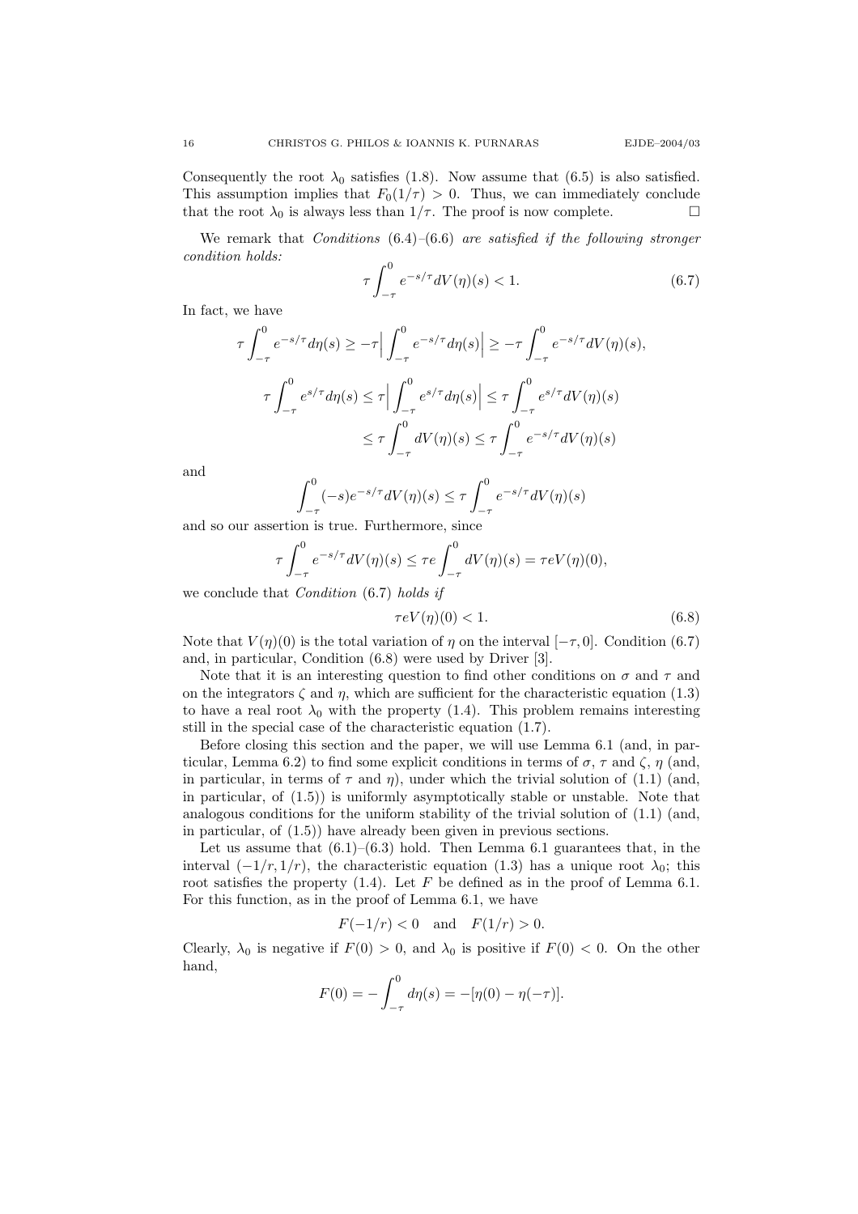Consequently the root $\lambda_0$ satisfies (1.8). Now assume that (6.5) is also satisfied. This assumption implies that $F_0(1/\tau) > 0$. Thus, we can immediately conclude that the root $\lambda_0$ is always less than $1/\tau$. The proof is now complete. $\square$

We remark that *Conditions* (6.4)–(6.6) *are satisfied if the following stronger condition holds:*

$$\tau \int_{-\tau}^{0} e^{-s/\tau} dV(\eta)(s) < 1. \tag{6.7}$$

In fact, we have

$$\tau \int_{-\tau}^{0} e^{-s/\tau} d\eta(s) \geq -\tau \Big| \int_{-\tau}^{0} e^{-s/\tau} d\eta(s) \Big| \geq -\tau \int_{-\tau}^{0} e^{-s/\tau} dV(\eta)(s),$$

$$\begin{aligned} \tau \int_{-\tau}^{0} e^{s/\tau} d\eta(s) &\leq \tau \Big| \int_{-\tau}^{0} e^{s/\tau} d\eta(s) \Big| \leq \tau \int_{-\tau}^{0} e^{s/\tau} dV(\eta)(s) \\ &\leq \tau \int_{-\tau}^{0} dV(\eta)(s) \leq \tau \int_{-\tau}^{0} e^{-s/\tau} dV(\eta)(s) \end{aligned}$$

and

$$\int_{-\tau}^{0} (-s) e^{-s/\tau} dV(\eta)(s) \leq \tau \int_{-\tau}^{0} e^{-s/\tau} dV(\eta)(s)$$

and so our assertion is true. Furthermore, since

$$\tau \int_{-\tau}^{0} e^{-s/\tau} dV(\eta)(s) \leq \tau e \int_{-\tau}^{0} dV(\eta)(s) = \tau e V(\eta)(0),$$

we conclude that *Condition* (6.7) *holds if*

$$\tau e V(\eta)(0) < 1. \tag{6.8}$$

Note that $V(\eta)(0)$ is the total variation of $\eta$ on the interval $[-\tau, 0]$. Condition (6.7) and, in particular, Condition (6.8) were used by Driver [3].

Note that it is an interesting question to find other conditions on $\sigma$ and $\tau$ and on the integrators $\zeta$ and $\eta$, which are sufficient for the characteristic equation (1.3) to have a real root $\lambda_0$ with the property (1.4). This problem remains interesting still in the special case of the characteristic equation (1.7).

Before closing this section and the paper, we will use Lemma 6.1 (and, in particular, Lemma 6.2) to find some explicit conditions in terms of $\sigma$, $\tau$ and $\zeta$, $\eta$ (and, in particular, in terms of $\tau$ and $\eta$), under which the trivial solution of (1.1) (and, in particular, of (1.5)) is uniformly asymptotically stable or unstable. Note that analogous conditions for the uniform stability of the trivial solution of (1.1) (and, in particular, of (1.5)) have already been given in previous sections.

Let us assume that (6.1)–(6.3) hold. Then Lemma 6.1 guarantees that, in the interval $(-1/r, 1/r)$, the characteristic equation (1.3) has a unique root $\lambda_0$; this root satisfies the property (1.4). Let $F$ be defined as in the proof of Lemma 6.1. For this function, as in the proof of Lemma 6.1, we have

$$F(-1/r) < 0 \quad \text{and} \quad F(1/r) > 0.$$

Clearly, $\lambda_0$ is negative if $F(0) > 0$, and $\lambda_0$ is positive if $F(0) < 0$. On the other hand,

$$F(0) = -\int_{-\tau}^{0} d\eta(s) = -[\eta(0) - \eta(-\tau)].$$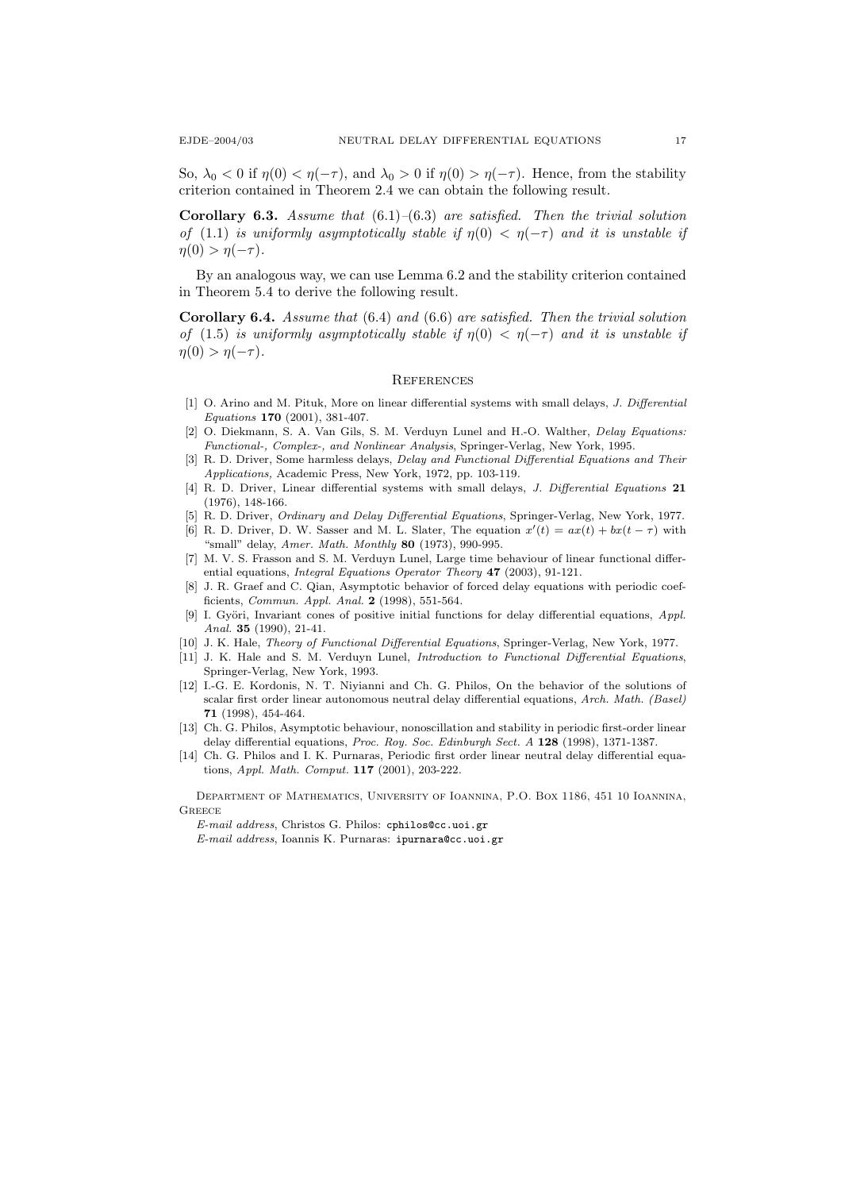So, $\lambda_0 < 0$ if $\eta(0) < \eta(-\tau)$, and $\lambda_0 > 0$ if $\eta(0) > \eta(-\tau)$. Hence, from the stability criterion contained in Theorem 2.4 we can obtain the following result.

**Corollary 6.3.** *Assume that* (6.1)–(6.3) *are satisfied. Then the trivial solution of* (1.1) *is uniformly asymptotically stable if* $\eta(0) < \eta(-\tau)$ *and it is unstable if* $\eta(0) > \eta(-\tau)$.

By an analogous way, we can use Lemma 6.2 and the stability criterion contained in Theorem 5.4 to derive the following result.

**Corollary 6.4.** *Assume that* (6.4) *and* (6.6) *are satisfied. Then the trivial solution of* (1.5) *is uniformly asymptotically stable if* $\eta(0) < \eta(-\tau)$ *and it is unstable if* $\eta(0) > \eta(-\tau)$.

## References

[1] O. Arino and M. Pituk, More on linear differential systems with small delays, *J. Differential Equations* **170** (2001), 381-407.

[2] O. Diekmann, S. A. Van Gils, S. M. Verduyn Lunel and H.-O. Walther, *Delay Equations: Functional-, Complex-, and Nonlinear Analysis*, Springer-Verlag, New York, 1995.

[3] R. D. Driver, Some harmless delays, *Delay and Functional Differential Equations and Their Applications,* Academic Press, New York, 1972, pp. 103-119.

[4] R. D. Driver, Linear differential systems with small delays, *J. Differential Equations* **21** (1976), 148-166.

[5] R. D. Driver, *Ordinary and Delay Differential Equations*, Springer-Verlag, New York, 1977.

[6] R. D. Driver, D. W. Sasser and M. L. Slater, The equation $x'(t) = ax(t) + bx(t - \tau)$ with "small" delay, *Amer. Math. Monthly* **80** (1973), 990-995.

[7] M. V. S. Frasson and S. M. Verduyn Lunel, Large time behaviour of linear functional differential equations, *Integral Equations Operator Theory* **47** (2003), 91-121.

[8] J. R. Graef and C. Qian, Asymptotic behavior of forced delay equations with periodic coefficients, *Commun. Appl. Anal.* **2** (1998), 551-564.

[9] I. Györi, Invariant cones of positive initial functions for delay differential equations, *Appl. Anal.* **35** (1990), 21-41.

[10] J. K. Hale, *Theory of Functional Differential Equations*, Springer-Verlag, New York, 1977.

[11] J. K. Hale and S. M. Verduyn Lunel, *Introduction to Functional Differential Equations*, Springer-Verlag, New York, 1993.

[12] I.-G. E. Kordonis, N. T. Niyianni and Ch. G. Philos, On the behavior of the solutions of scalar first order linear autonomous neutral delay differential equations, *Arch. Math. (Basel)* **71** (1998), 454-464.

[13] Ch. G. Philos, Asymptotic behaviour, nonoscillation and stability in periodic first-order linear delay differential equations, *Proc. Roy. Soc. Edinburgh Sect. A* **128** (1998), 1371-1387.

[14] Ch. G. Philos and I. K. Purnaras, Periodic first order linear neutral delay differential equations, *Appl. Math. Comput.* **117** (2001), 203-222.

Department of Mathematics, University of Ioannina, P.O. Box 1186, 451 10 Ioannina, Greece

*E-mail address*, Christos G. Philos: `cphilos@cc.uoi.gr`

*E-mail address*, Ioannis K. Purnaras: `ipurnara@cc.uoi.gr`